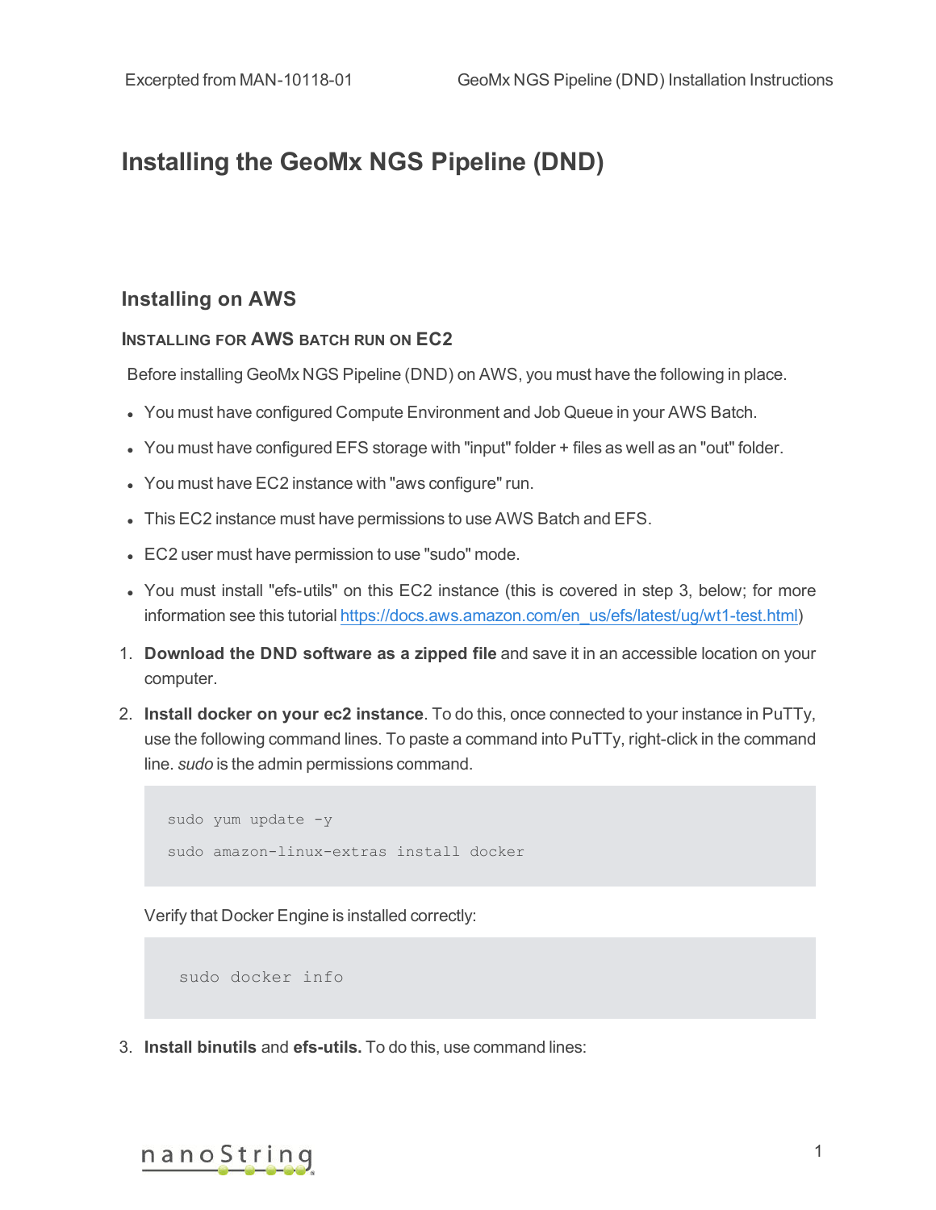# Installing the GeoMx NGS Pipeline (DND)

## Installing on AWS

### Installing for AWS batch run on EC2

Before installing GeoMx NGS Pipeline (DND) on AWS, you must have the following in place.

- You must have configured Compute Environment and Job Queue in your AWS Batch.
- You must have configured EFS storage with "input" folder + files as well as an "out" folder.
- You must have EC2 instance with "aws configure" run.
- This EC2 instance must have permissions to use AWS Batch and EFS.
- EC2 user must have permission to use "sudo" mode.
- You must install "efs-utils" on this EC2 instance (this is covered in step 3, below; for more information see this tutorial https://docs.aws.amazon.com/en_us/efs/latest/ug/wt1-test.html)

1. **Download the DND software as a zipped file** and save it in an accessible location on your computer.
2. **Install docker on your ec2 instance**. To do this, once connected to your instance in PuTTy, use the following command lines. To paste a command into PuTTy, right-click in the command line. *sudo* is the admin permissions command.

   ```
   sudo yum update -y
   sudo amazon-linux-extras install docker
   ```

   Verify that Docker Engine is installed correctly:

   ```
   sudo docker info
   ```

3. **Install binutils** and **efs-utils.** To do this, use command lines: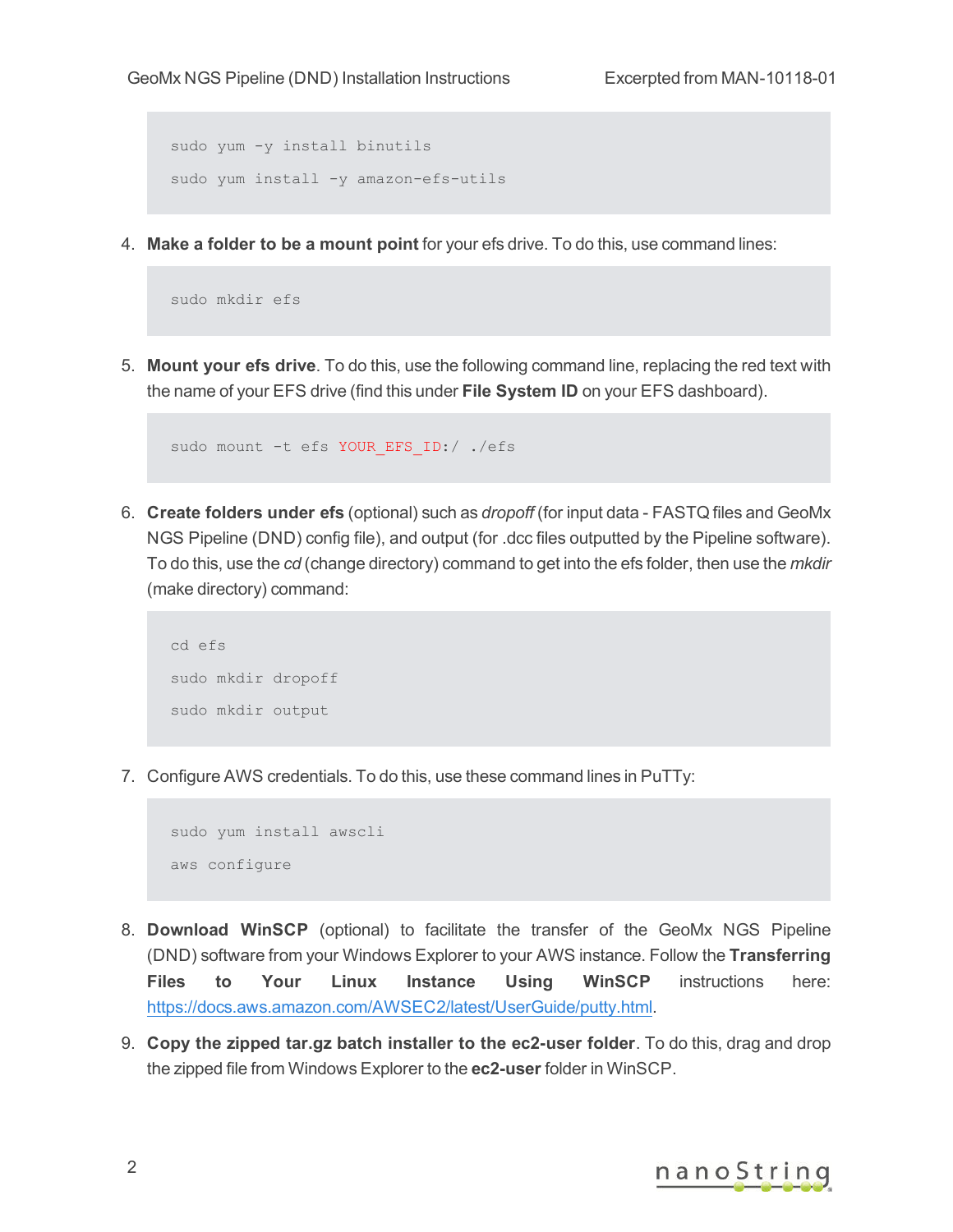```
sudo yum -y install binutils

sudo yum install -y amazon-efs-utils
```

4. **Make a folder to be a mount point** for your efs drive. To do this, use command lines:

```
sudo mkdir efs
```

5. **Mount your efs drive**. To do this, use the following command line, replacing the red text with the name of your EFS drive (find this under **File System ID** on your EFS dashboard).

```
sudo mount -t efs YOUR_EFS_ID:/ ./efs
```

6. **Create folders under efs** (optional) such as *dropoff* (for input data - FASTQ files and GeoMx NGS Pipeline (DND) config file), and output (for .dcc files outputted by the Pipeline software). To do this, use the *cd* (change directory) command to get into the efs folder, then use the *mkdir* (make directory) command:

```
cd efs

sudo mkdir dropoff

sudo mkdir output
```

7. Configure AWS credentials. To do this, use these command lines in PuTTy:

```
sudo yum install awscli

aws configure
```

8. **Download WinSCP** (optional) to facilitate the transfer of the GeoMx NGS Pipeline (DND) software from your Windows Explorer to your AWS instance. Follow the **Transferring Files to Your Linux Instance Using WinSCP** instructions here: https://docs.aws.amazon.com/AWSEC2/latest/UserGuide/putty.html.

9. **Copy the zipped tar.gz batch installer to the ec2-user folder**. To do this, drag and drop the zipped file from Windows Explorer to the **ec2-user** folder in WinSCP.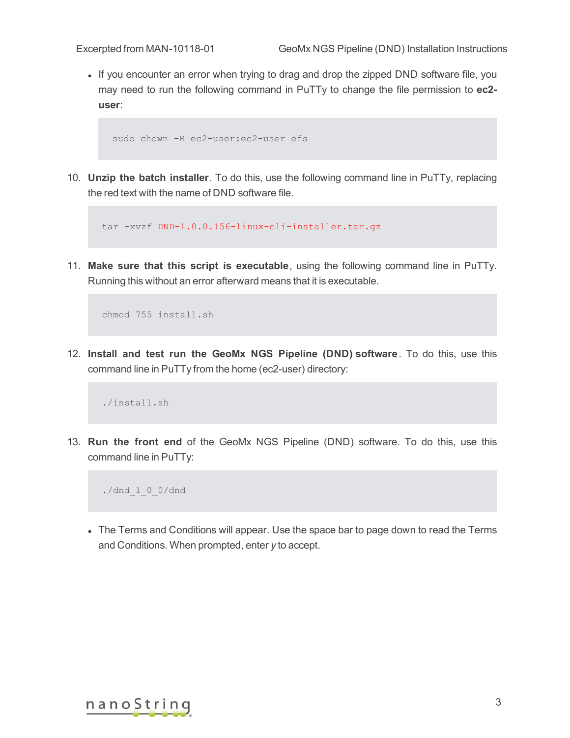- If you encounter an error when trying to drag and drop the zipped DND software file, you may need to run the following command in PuTTy to change the file permission to **ec2-user**:

```
sudo chown -R ec2-user:ec2-user efs
```

10. **Unzip the batch installer**. To do this, use the following command line in PuTTy, replacing the red text with the name of DND software file.

```
tar -xvzf DND-1.0.0.156-linux-cli-installer.tar.gz
```

11. **Make sure that this script is executable**, using the following command line in PuTTy. Running this without an error afterward means that it is executable.

```
chmod 755 install.sh
```

12. **Install and test run the GeoMx NGS Pipeline (DND) software**. To do this, use this command line in PuTTy from the home (ec2-user) directory:

```
./install.sh
```

13. **Run the front end** of the GeoMx NGS Pipeline (DND) software. To do this, use this command line in PuTTy:

```
./dnd_1_0_0/dnd
```

- The Terms and Conditions will appear. Use the space bar to page down to read the Terms and Conditions. When prompted, enter *y* to accept.